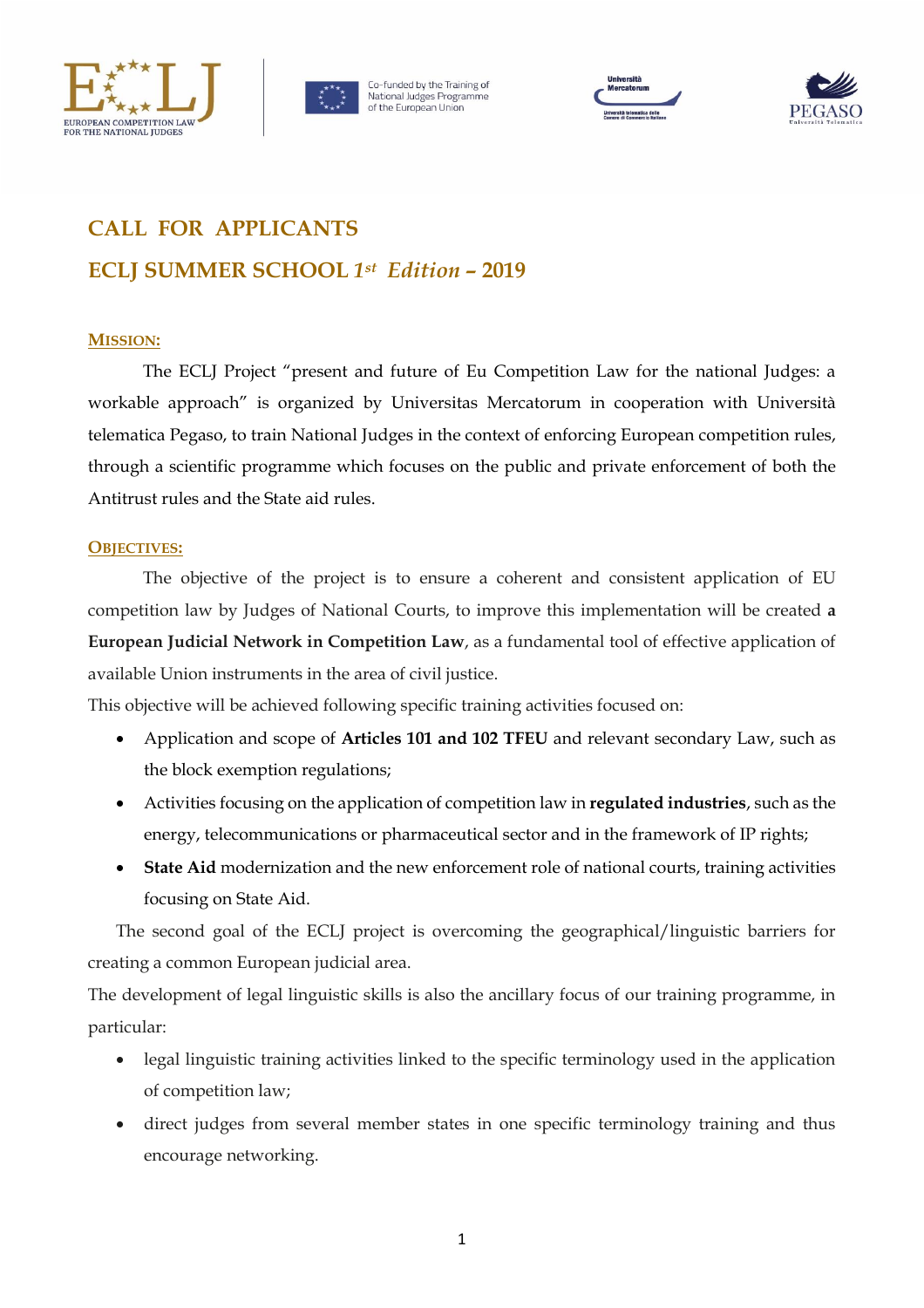# CALL FOR APPLICANTS

# ECLJ SUMMER SCHOOL 1st *Edition* – 2019

## MISSION:

The ECLJ Project "present and future of Eu Competition Law for the national Judges: a workable approach" is organized by Universitas Mercatorum in cooperation with Università telematica Pegaso, to train National Judges in the context of enforcing European competition rules, through a scientific programme which focuses on the public and private enforcement of both the Antitrust rules and the State aid rules.

## OBJECTIVES:

The objective of the project is to ensure a coherent and consistent application of EU competition law by Judges of National Courts, to improve this implementation will be created **a European Judicial Network in Competition Law**, as a fundamental tool of effective application of available Union instruments in the area of civil justice.

This objective will be achieved following specific training activities focused on:

- Application and scope of **Articles 101 and 102 TFEU** and relevant secondary Law, such as the block exemption regulations;
- Activities focusing on the application of competition law in **regulated industries**, such as the energy, telecommunications or pharmaceutical sector and in the framework of IP rights;
- **State Aid** modernization and the new enforcement role of national courts, training activities focusing on State Aid.

The second goal of the ECLJ project is overcoming the geographical/linguistic barriers for creating a common European judicial area.

The development of legal linguistic skills is also the ancillary focus of our training programme, in particular:

- legal linguistic training activities linked to the specific terminology used in the application of competition law;
- direct judges from several member states in one specific terminology training and thus encourage networking.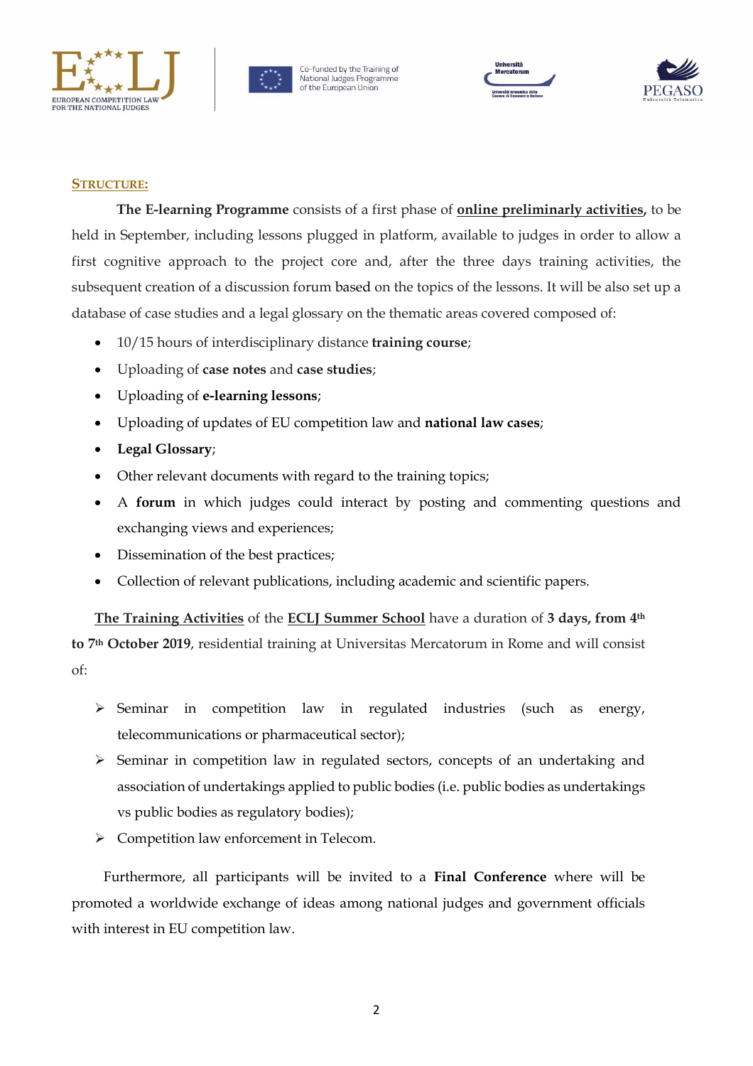## **STRUCTURE:**

**The E-learning Programme** consists of a first phase of **online preliminary activities**, to be held in September, including lessons plugged in platform, available to judges in order to allow a first cognitive approach to the project core and, after the three days training activities, the subsequent creation of a discussion forum based on the topics of the lessons. It will be also set up a database of case studies and a legal glossary on the thematic areas covered composed of:

- 10/15 hours of interdisciplinary distance **training course**;
- Uploading of **case notes** and **case studies**;
- Uploading of **e-learning lessons**;
- Uploading of updates of EU competition law and **national law cases**;
- **Legal Glossary**;
- Other relevant documents with regard to the training topics;
- A **forum** in which judges could interact by posting and commenting questions and exchanging views and experiences;
- Dissemination of the best practices;
- Collection of relevant publications, including academic and scientific papers.

**The Training Activities** of the **ECLJ Summer School** have a duration of **3 days, from 4th to 7th October 2019**, residential training at Universitas Mercatorum in Rome and will consist of:

- Seminar in competition law in regulated industries (such as energy, telecommunications or pharmaceutical sector);
- Seminar in competition law in regulated sectors, concepts of an undertaking and association of undertakings applied to public bodies (i.e. public bodies as undertakings vs public bodies as regulatory bodies);
- Competition law enforcement in Telecom.

Furthermore, all participants will be invited to a **Final Conference** where will be promoted a worldwide exchange of ideas among national judges and government officials with interest in EU competition law.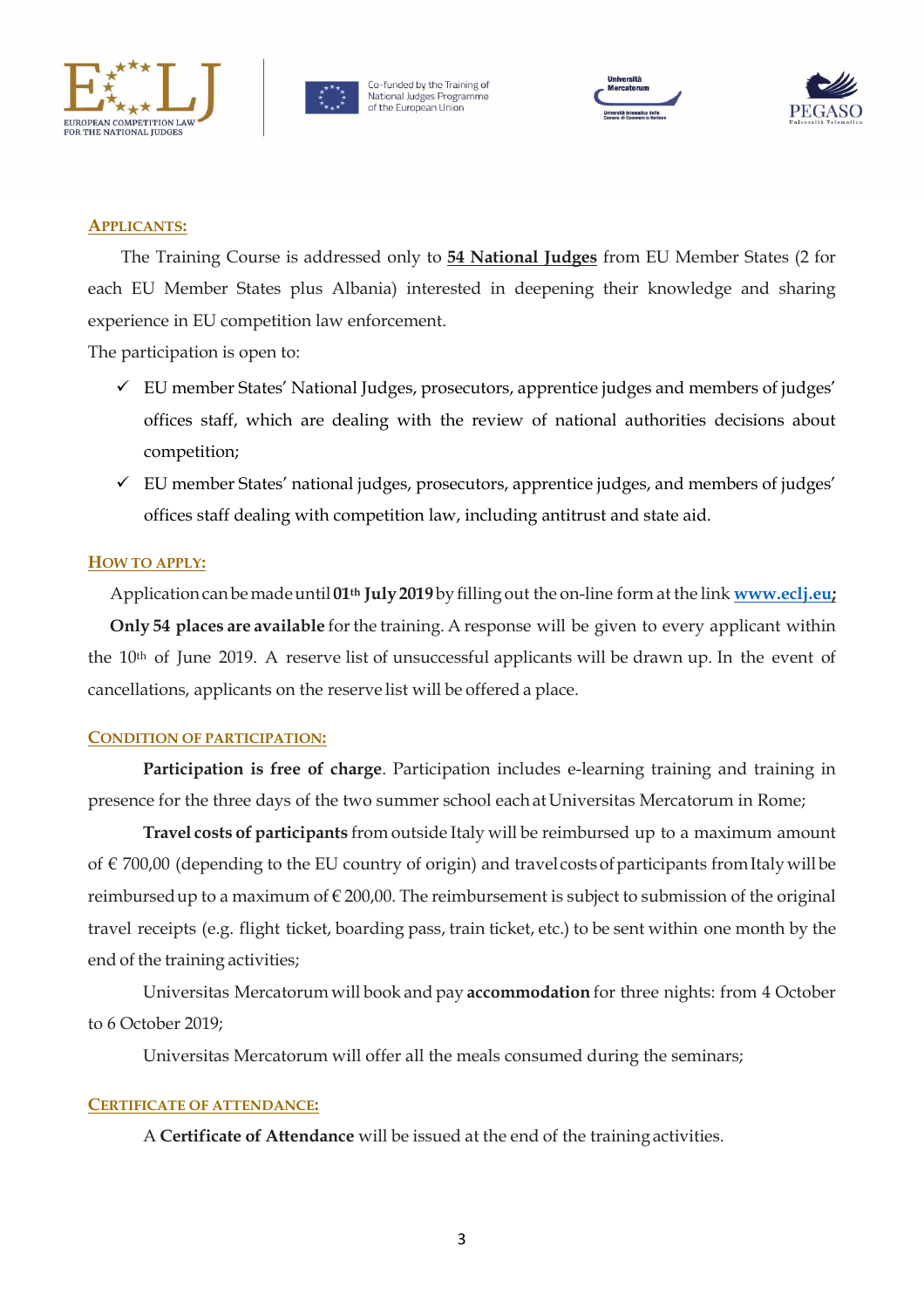## APPLICANTS:

The Training Course is addressed only to **54 National Judges** from EU Member States (2 for each EU Member States plus Albania) interested in deepening their knowledge and sharing experience in EU competition law enforcement.

The participation is open to:

- ✓ EU member States' National Judges, prosecutors, apprentice judges and members of judges' offices staff, which are dealing with the review of national authorities decisions about competition;
- ✓ EU member States' national judges, prosecutors, apprentice judges, and members of judges' offices staff dealing with competition law, including antitrust and state aid.

## HOW TO APPLY:

Application can be made until **01th July 2019** by filling out the on-line form at the link **www.eclj.eu;** **Only 54 places are available** for the training. A response will be given to every applicant within the 10th of June 2019. A reserve list of unsuccessful applicants will be drawn up. In the event of cancellations, applicants on the reserve list will be offered a place.

## CONDITION OF PARTICIPATION:

**Participation is free of charge**. Participation includes e-learning training and training in presence for the three days of the two summer school each at Universitas Mercatorum in Rome;

**Travel costs of participants** from outside Italy will be reimbursed up to a maximum amount of € 700,00 (depending to the EU country of origin) and travel costs of participants from Italy will be reimbursed up to a maximum of € 200,00. The reimbursement is subject to submission of the original travel receipts (e.g. flight ticket, boarding pass, train ticket, etc.) to be sent within one month by the end of the training activities;

Universitas Mercatorum will book and pay **accommodation** for three nights: from 4 October to 6 October 2019;

Universitas Mercatorum will offer all the meals consumed during the seminars;

## CERTIFICATE OF ATTENDANCE:

A **Certificate of Attendance** will be issued at the end of the training activities.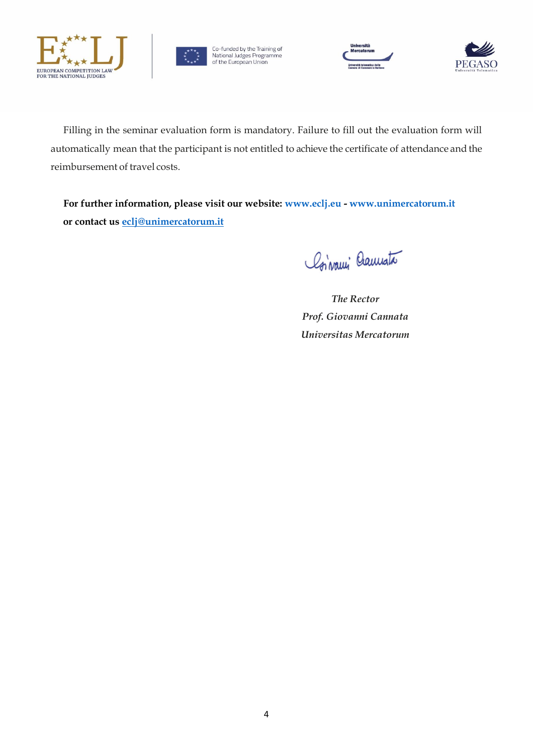Filling in the seminar evaluation form is mandatory. Failure to fill out the evaluation form will automatically mean that the participant is not entitled to achieve the certificate of attendance and the reimbursement of travel costs.

**For further information, please visit our website: www.eclj.eu - www.unimercatorum.it**
**or contact us eclj@unimercatorum.it**

*The Rector*
*Prof. Giovanni Cannata*
*Universitas Mercatorum*